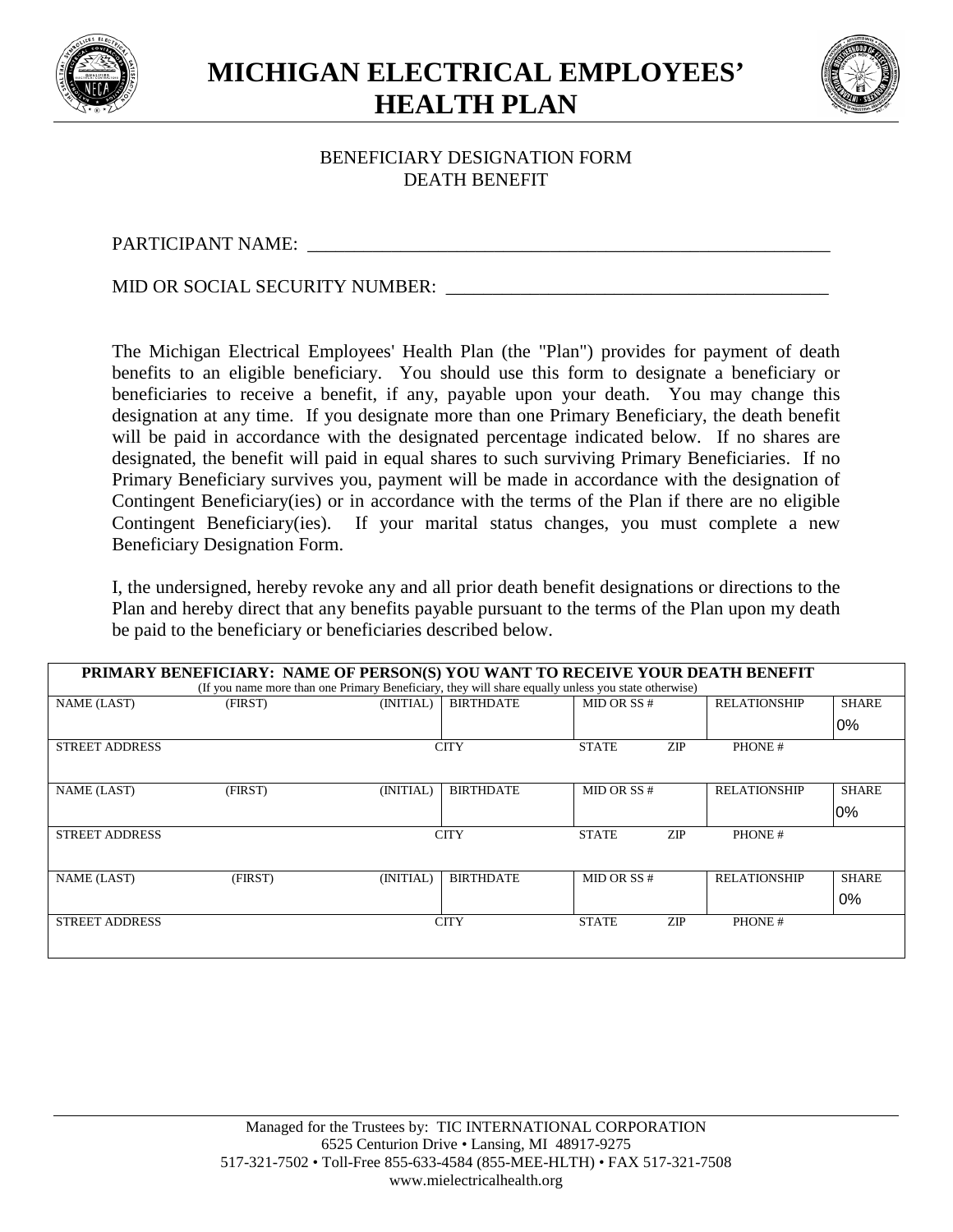# MICHIGAN ELECTRICAL EMPLOYEES' HEALTH PLAN

BENEFICIARY DESIGNATION FORM
DEATH BENEFIT

PARTICIPANT NAME: ___________________________________________________________

MID OR SOCIAL SECURITY NUMBER: ________________________________________

The Michigan Electrical Employees' Health Plan (the "Plan") provides for payment of death benefits to an eligible beneficiary. You should use this form to designate a beneficiary or beneficiaries to receive a benefit, if any, payable upon your death. You may change this designation at any time. If you designate more than one Primary Beneficiary, the death benefit will be paid in accordance with the designated percentage indicated below. If no shares are designated, the benefit will paid in equal shares to such surviving Primary Beneficiaries. If no Primary Beneficiary survives you, payment will be made in accordance with the designation of Contingent Beneficiary(ies) or in accordance with the terms of the Plan if there are no eligible Contingent Beneficiary(ies). If your marital status changes, you must complete a new Beneficiary Designation Form.

I, the undersigned, hereby revoke any and all prior death benefit designations or directions to the Plan and hereby direct that any benefits payable pursuant to the terms of the Plan upon my death be paid to the beneficiary or beneficiaries described below.

| **PRIMARY BENEFICIARY: NAME OF PERSON(S) YOU WANT TO RECEIVE YOUR DEATH BENEFIT** (If you name more than one Primary Beneficiary, they will share equally unless you state otherwise) | | | | | | | |
|---|---|---|---|---|---|---|---|
| NAME (LAST) | (FIRST) | (INITIAL) | BIRTHDATE | MID OR SS # | | RELATIONSHIP | SHARE 0% |
| STREET ADDRESS | | | CITY | STATE | ZIP | PHONE # | |
| NAME (LAST) | (FIRST) | (INITIAL) | BIRTHDATE | MID OR SS # | | RELATIONSHIP | SHARE 0% |
| STREET ADDRESS | | | CITY | STATE | ZIP | PHONE # | |
| NAME (LAST) | (FIRST) | (INITIAL) | BIRTHDATE | MID OR SS # | | RELATIONSHIP | SHARE 0% |
| STREET ADDRESS | | | CITY | STATE | ZIP | PHONE # | |

Managed for the Trustees by: TIC INTERNATIONAL CORPORATION
6525 Centurion Drive • Lansing, MI 48917-9275
517-321-7502 • Toll-Free 855-633-4584 (855-MEE-HLTH) • FAX 517-321-7508
www.mielectricalhealth.org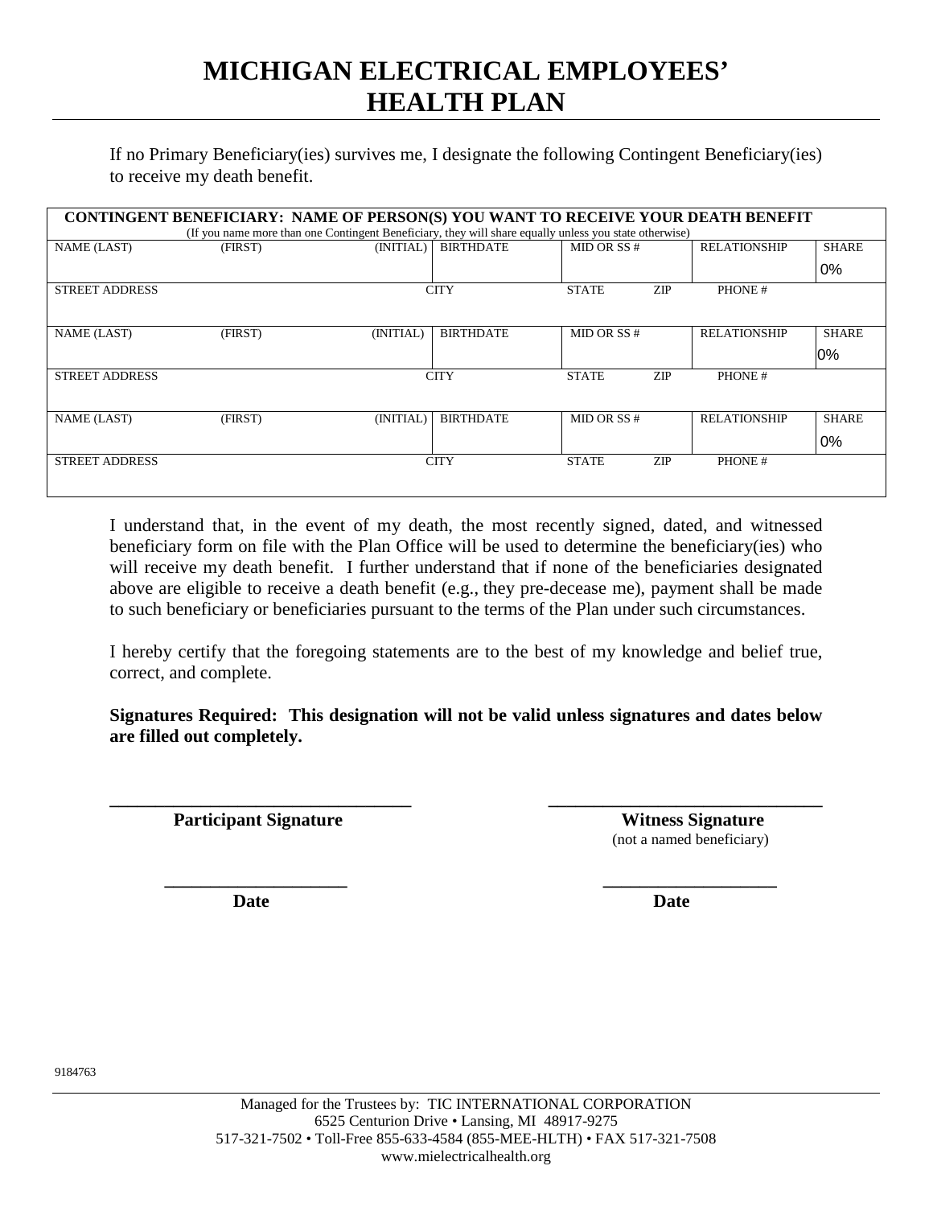# MICHIGAN ELECTRICAL EMPLOYEES' HEALTH PLAN

If no Primary Beneficiary(ies) survives me, I designate the following Contingent Beneficiary(ies) to receive my death benefit.

| **CONTINGENT BENEFICIARY: NAME OF PERSON(S) YOU WANT TO RECEIVE YOUR DEATH BENEFIT** (If you name more than one Contingent Beneficiary, they will share equally unless you state otherwise) | | | | | | | | |
|---|---|---|---|---|---|---|---|---|
| NAME (LAST) | (FIRST) | (INITIAL) | BIRTHDATE | MID OR SS # | | RELATIONSHIP | SHARE 0% | |
| STREET ADDRESS | | CITY | | STATE | ZIP | PHONE # | | |
| NAME (LAST) | (FIRST) | (INITIAL) | BIRTHDATE | MID OR SS # | | RELATIONSHIP | SHARE 0% | |
| STREET ADDRESS | | CITY | | STATE | ZIP | PHONE # | | |
| NAME (LAST) | (FIRST) | (INITIAL) | BIRTHDATE | MID OR SS # | | RELATIONSHIP | SHARE 0% | |
| STREET ADDRESS | | CITY | | STATE | ZIP | PHONE # | | |

I understand that, in the event of my death, the most recently signed, dated, and witnessed beneficiary form on file with the Plan Office will be used to determine the beneficiary(ies) who will receive my death benefit. I further understand that if none of the beneficiaries designated above are eligible to receive a death benefit (e.g., they pre-decease me), payment shall be made to such beneficiary or beneficiaries pursuant to the terms of the Plan under such circumstances.

I hereby certify that the foregoing statements are to the best of my knowledge and belief true, correct, and complete.

**Signatures Required: This designation will not be valid unless signatures and dates below are filled out completely.**

\_\_\_\_\_\_\_\_\_\_\_\_\_\_\_\_\_\_\_\_\_\_\_\_\_\_\_\_\_\_
**Participant Signature**

\_\_\_\_\_\_\_\_\_\_\_\_\_\_\_\_\_\_\_\_\_\_\_\_\_\_\_\_\_\_
**Witness Signature**
(not a named beneficiary)

\_\_\_\_\_\_\_\_\_\_\_\_\_\_\_\_\_\_
**Date**

\_\_\_\_\_\_\_\_\_\_\_\_\_\_\_\_\_\_
**Date**

9184763

Managed for the Trustees by: TIC INTERNATIONAL CORPORATION
6525 Centurion Drive • Lansing, MI 48917-9275
517-321-7502 • Toll-Free 855-633-4584 (855-MEE-HLTH) • FAX 517-321-7508
www.mielectricalhealth.org